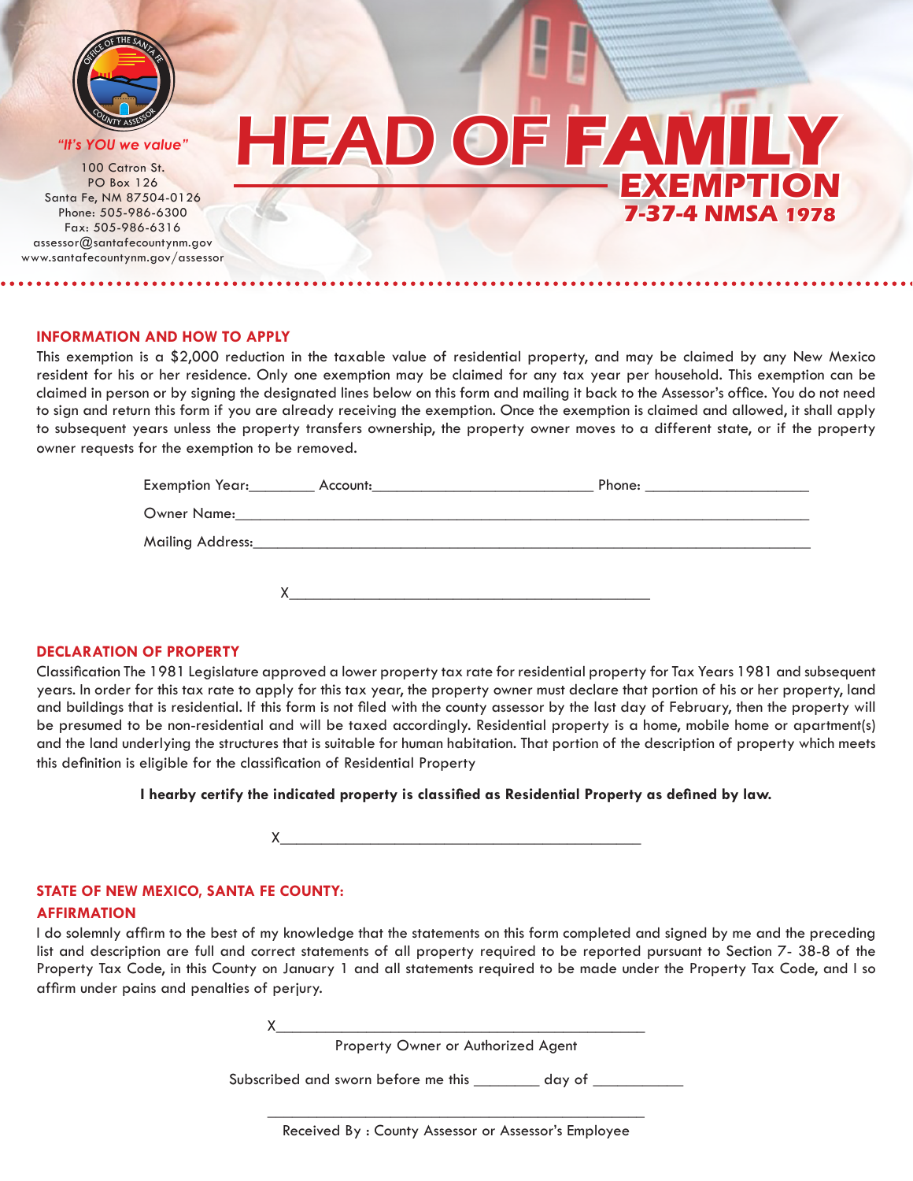"It's YOU we value"

100 Catron St.
PO Box 126
Santa Fe, NM 87504-0126
Phone: 505-986-6300
Fax: 505-986-6316
assessor@santafecountynm.gov
www.santafecountynm.gov/assessor

# HEAD OF FAMILY EXEMPTION

## 7-37-4 NMSA 1978

### INFORMATION AND HOW TO APPLY

This exemption is a $2,000 reduction in the taxable value of residential property, and may be claimed by any New Mexico resident for his or her residence. Only one exemption may be claimed for any tax year per household. This exemption can be claimed in person or by signing the designated lines below on this form and mailing it back to the Assessor's office. You do not need to sign and return this form if you are already receiving the exemption. Once the exemption is claimed and allowed, it shall apply to subsequent years unless the property transfers ownership, the property owner moves to a different state, or if the property owner requests for the exemption to be removed.

Exemption Year:________ Account:____________________________ Phone: ____________________

Owner Name:___________________________________________________________________________

Mailing Address:________________________________________________________________________

X____________________________________________

### DECLARATION OF PROPERTY

Classification The 1981 Legislature approved a lower property tax rate for residential property for Tax Years 1981 and subsequent years. In order for this tax rate to apply for this tax year, the property owner must declare that portion of his or her property, land and buildings that is residential. If this form is not filed with the county assessor by the last day of February, then the property will be presumed to be non-residential and will be taxed accordingly. Residential property is a home, mobile home or apartment(s) and the land underlying the structures that is suitable for human habitation. That portion of the description of property which meets this definition is eligible for the classification of Residential Property

**I hearby certify the indicated property is classified as Residential Property as defined by law.**

X____________________________________________

### STATE OF NEW MEXICO, SANTA FE COUNTY:

### AFFIRMATION

I do solemnly affirm to the best of my knowledge that the statements on this form completed and signed by me and the preceding list and description are full and correct statements of all property required to be reported pursuant to Section 7- 38-8 of the Property Tax Code, in this County on January 1 and all statements required to be made under the Property Tax Code, and I so affirm under pains and penalties of perjury.

X____________________________________________

Property Owner or Authorized Agent

Subscribed and sworn before me this ________ day of ___________

____________________________________________

Received By : County Assessor or Assessor's Employee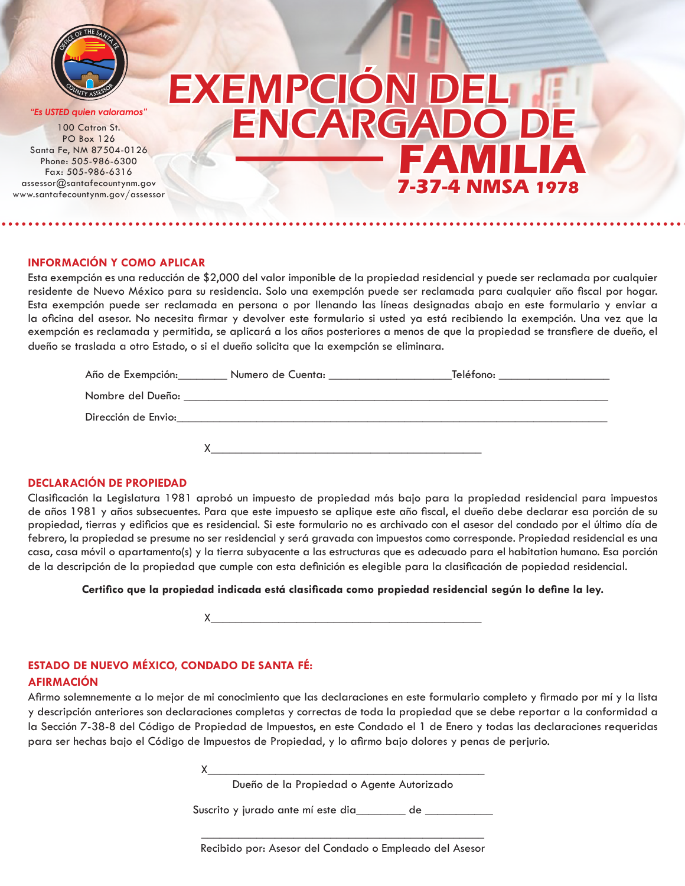*"Es USTED quien valoramos"*

100 Catron St.
PO Box 126
Santa Fe, NM 87504-0126
Phone: 505-986-6300
Fax: 505-986-6316
assessor@santafecountynm.gov
www.santafecountynm.gov/assessor

# EXEMPCIÓN DEL ENCARGADO DE FAMILIA

## 7-37-4 NMSA 1978

### INFORMACIÓN Y COMO APLICAR

Esta exempción es una reducción de $2,000 del valor imponible de la propiedad residencial y puede ser reclamada por cualquier residente de Nuevo México para su residencia. Solo una exempción puede ser reclamada para cualquier año fiscal por hogar. Esta exempción puede ser reclamada en persona o por llenando las líneas designadas abajo en este formulario y enviar a la oficina del asesor. No necesita firmar y devolver este formulario si usted ya está recibiendo la exempción. Una vez que la exempción es reclamada y permitida, se aplicará a los años posteriores a menos de que la propiedad se transfiere de dueño, el dueño se traslada a otro Estado, o si el dueño solicita que la exempción se eliminara.

Año de Exempción:________ Numero de Cuenta: ____________________Teléfono: __________________

Nombre del Dueño: ____________________________________________________________________

Dirección de Envio:____________________________________________________________________

X_____________________________________________

### DECLARACIÓN DE PROPIEDAD

Clasificación la Legislatura 1981 aprobó un impuesto de propiedad más bajo para la propiedad residencial para impuestos de años 1981 y años subsecuentes. Para que este impuesto se aplique este año fiscal, el dueño debe declarar esa porción de su propiedad, tierras y edificios que es residencial. Si este formulario no es archivado con el asesor del condado por el último día de febrero, la propiedad se presume no ser residencial y será gravada con impuestos como corresponde. Propiedad residencial es una casa, casa móvil o apartamento(s) y la tierra subyacente a las estructuras que es adecuado para el habitation humano. Esa porción de la descripción de la propiedad que cumple con esta definición es elegible para la clasificación de popiedad residencial.

**Certifico que la propiedad indicada está clasificada como propiedad residencial según lo define la ley.**

X_____________________________________________

### ESTADO DE NUEVO MÉXICO, CONDADO DE SANTA FÉ:

### AFIRMACIÓN

Afirmo solemnemente a lo mejor de mi conocimiento que las declaraciones en este formulario completo y firmado por mí y la lista y descripción anteriores son declaraciones completas y correctas de toda la propiedad que se debe reportar a la conformidad a la Sección 7-38-8 del Código de Propiedad de Impuestos, en este Condado el 1 de Enero y todas las declaraciones requeridas para ser hechas bajo el Código de Impuestos de Propiedad, y lo afirmo bajo dolores y penas de perjurio.

X_____________________________________________
Dueño de la Propiedad o Agente Autorizado

Suscrito y jurado ante mí este dia________ de ___________

_____________________________________________
Recibido por: Asesor del Condado o Empleado del Asesor